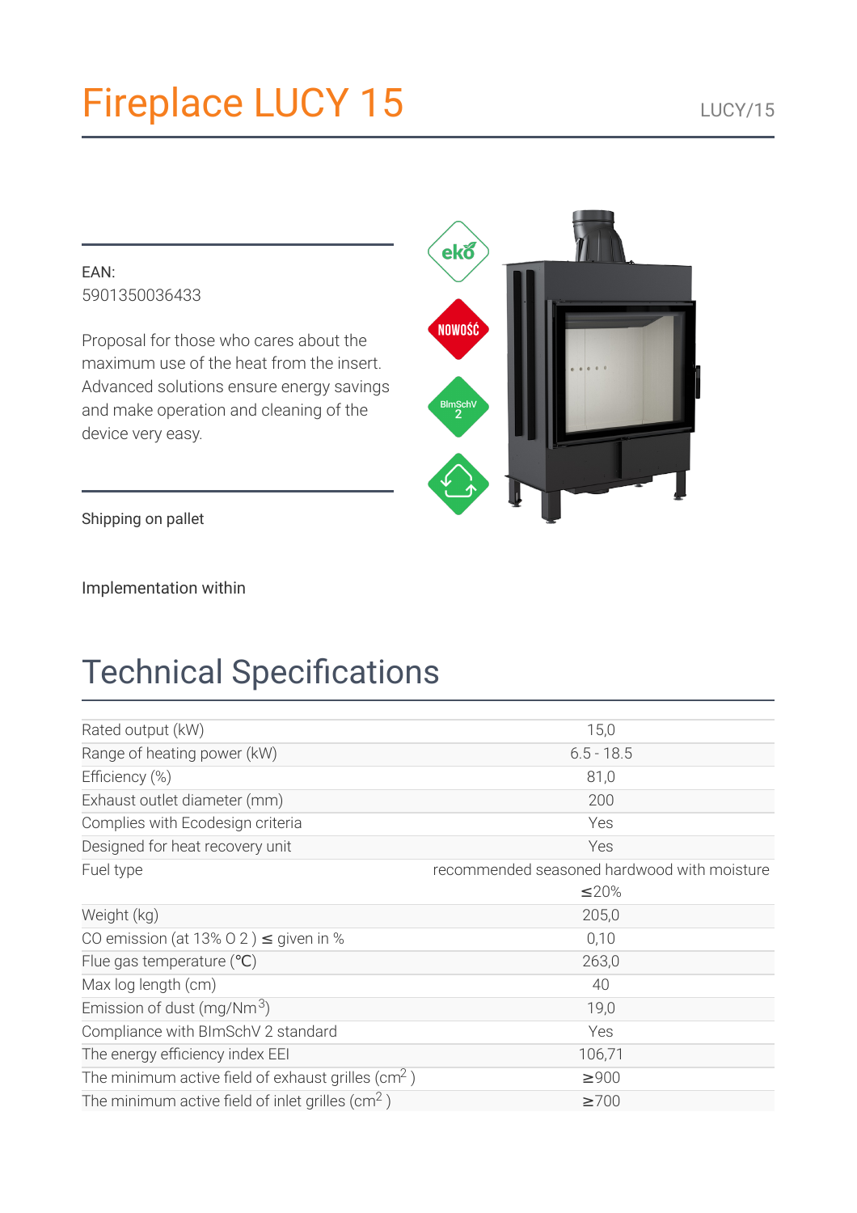# Fireplace LUCY 15

LUCY/15

EAN:
5901350036433

Proposal for those who cares about the maximum use of the heat from the insert. Advanced solutions ensure energy savings and make operation and cleaning of the device very easy.

Shipping on pallet

Implementation within

## Technical Specifications

| | |
|---|---|
| Rated output (kW) | 15,0 |
| Range of heating power (kW) | 6.5 - 18.5 |
| Efficiency (%) | 81,0 |
| Exhaust outlet diameter (mm) | 200 |
| Complies with Ecodesign criteria | Yes |
| Designed for heat recovery unit | Yes |
| Fuel type | recommended seasoned hardwood with moisture ≤20% |
| Weight (kg) | 205,0 |
| CO emission (at 13% O 2 ) ≤ given in % | 0,10 |
| Flue gas temperature (℃) | 263,0 |
| Max log length (cm) | 40 |
| Emission of dust (mg/Nm$^3$) | 19,0 |
| Compliance with BImSchV 2 standard | Yes |
| The energy efficiency index EEI | 106,71 |
| The minimum active field of exhaust grilles (cm$^2$ ) | ≥900 |
| The minimum active field of inlet grilles (cm$^2$ ) | ≥700 |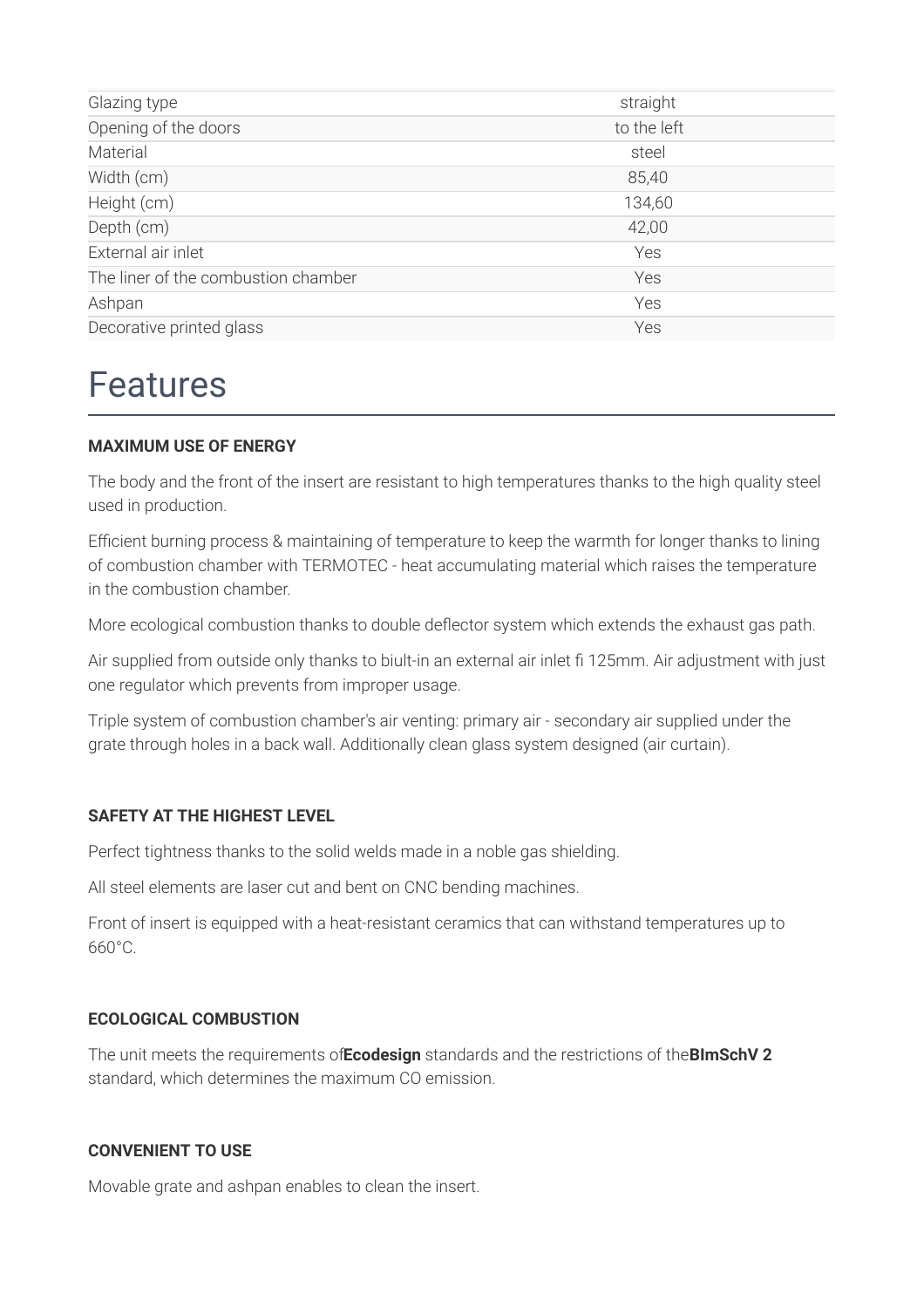| | |
|---|---|
| Glazing type | straight |
| Opening of the doors | to the left |
| Material | steel |
| Width (cm) | 85,40 |
| Height (cm) | 134,60 |
| Depth (cm) | 42,00 |
| External air inlet | Yes |
| The liner of the combustion chamber | Yes |
| Ashpan | Yes |
| Decorative printed glass | Yes |

# Features

**MAXIMUM USE OF ENERGY**

The body and the front of the insert are resistant to high temperatures thanks to the high quality steel used in production.

Efficient burning process & maintaining of temperature to keep the warmth for longer thanks to lining of combustion chamber with TERMOTEC - heat accumulating material which raises the temperature in the combustion chamber.

More ecological combustion thanks to double deflector system which extends the exhaust gas path.

Air supplied from outside only thanks to biult-in an external air inlet fi 125mm. Air adjustment with just one regulator which prevents from improper usage.

Triple system of combustion chamber's air venting: primary air - secondary air supplied under the grate through holes in a back wall. Additionally clean glass system designed (air curtain).

**SAFETY AT THE HIGHEST LEVEL**

Perfect tightness thanks to the solid welds made in a noble gas shielding.

All steel elements are laser cut and bent on CNC bending machines.

Front of insert is equipped with a heat-resistant ceramics that can withstand temperatures up to 660°C.

**ECOLOGICAL COMBUSTION**

The unit meets the requirements of**Ecodesign** standards and the restrictions of the**BImSchV 2** standard, which determines the maximum CO emission.

**CONVENIENT TO USE**

Movable grate and ashpan enables to clean the insert.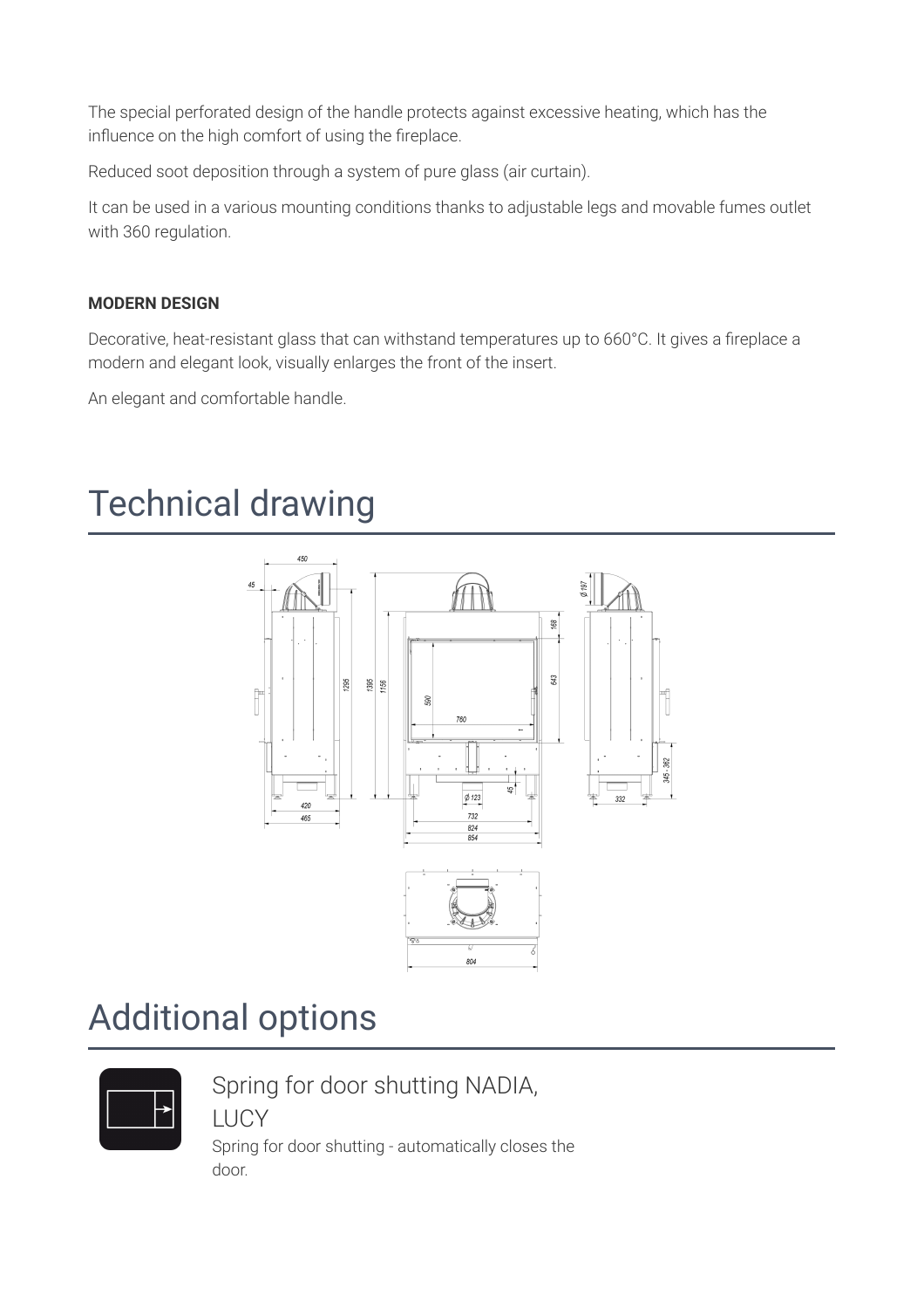The special perforated design of the handle protects against excessive heating, which has the influence on the high comfort of using the fireplace.

Reduced soot deposition through a system of pure glass (air curtain).

It can be used in a various mounting conditions thanks to adjustable legs and movable fumes outlet with 360 regulation.

**MODERN DESIGN**

Decorative, heat-resistant glass that can withstand temperatures up to 660°C. It gives a fireplace a modern and elegant look, visually enlarges the front of the insert.

An elegant and comfortable handle.

# Technical drawing

# Additional options

## Spring for door shutting NADIA, LUCY

Spring for door shutting - automatically closes the door.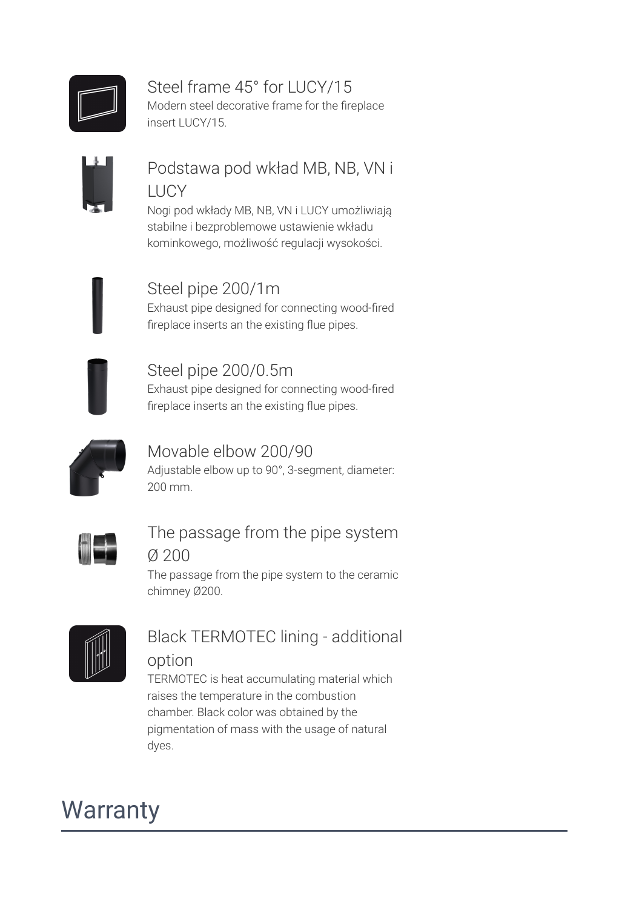### Steel frame 45° for LUCY/15

Modern steel decorative frame for the fireplace insert LUCY/15.

### Podstawa pod wkład MB, NB, VN i LUCY

Nogi pod wkłady MB, NB, VN i LUCY umożliwiają stabilne i bezproblemowe ustawienie wkładu kominkowego, możliwość regulacji wysokości.

### Steel pipe 200/1m

Exhaust pipe designed for connecting wood-fired fireplace inserts an the existing flue pipes.

### Steel pipe 200/0.5m

Exhaust pipe designed for connecting wood-fired fireplace inserts an the existing flue pipes.

### Movable elbow 200/90

Adjustable elbow up to 90°, 3-segment, diameter: 200 mm.

### The passage from the pipe system Ø 200

The passage from the pipe system to the ceramic chimney Ø200.

### Black TERMOTEC lining - additional option

TERMOTEC is heat accumulating material which raises the temperature in the combustion chamber. Black color was obtained by the pigmentation of mass with the usage of natural dyes.

# Warranty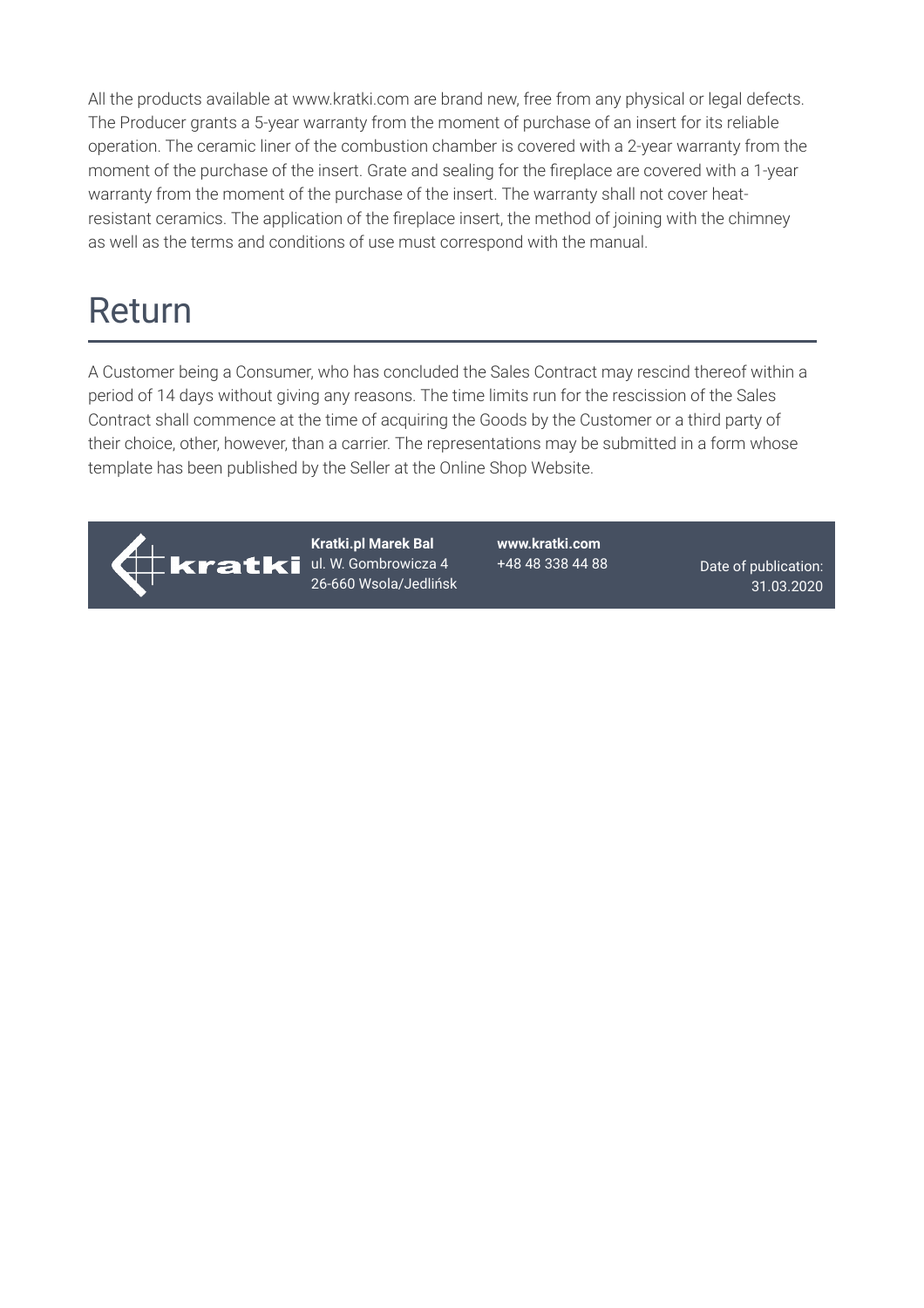All the products available at www.kratki.com are brand new, free from any physical or legal defects. The Producer grants a 5-year warranty from the moment of purchase of an insert for its reliable operation. The ceramic liner of the combustion chamber is covered with a 2-year warranty from the moment of the purchase of the insert. Grate and sealing for the fireplace are covered with a 1-year warranty from the moment of the purchase of the insert. The warranty shall not cover heat-resistant ceramics. The application of the fireplace insert, the method of joining with the chimney as well as the terms and conditions of use must correspond with the manual.

# Return

A Customer being a Consumer, who has concluded the Sales Contract may rescind thereof within a period of 14 days without giving any reasons. The time limits run for the rescission of the Sales Contract shall commence at the time of acquiring the Goods by the Customer or a third party of their choice, other, however, than a carrier. The representations may be submitted in a form whose template has been published by the Seller at the Online Shop Website.

kratki

**Kratki.pl Marek Bal**
ul. W. Gombrowicza 4
26-660 Wsola/Jedlińsk

**www.kratki.com**
+48 48 338 44 88

Date of publication:
31.03.2020